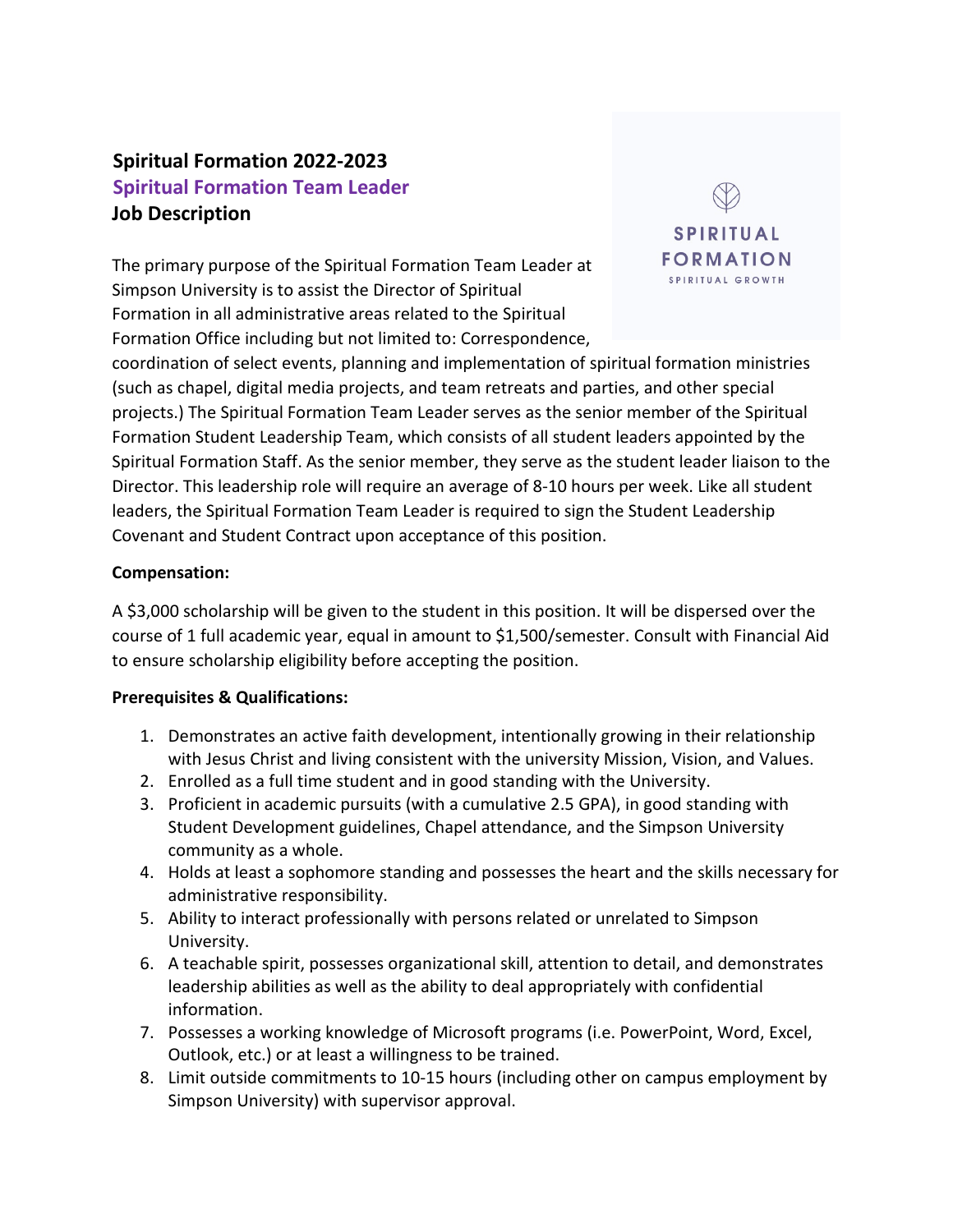# Spiritual Formation 2022-2023

## Spiritual Formation Team Leader

## Job Description

SPIRITUAL
FORMATION
SPIRITUAL GROWTH

The primary purpose of the Spiritual Formation Team Leader at Simpson University is to assist the Director of Spiritual Formation in all administrative areas related to the Spiritual Formation Office including but not limited to: Correspondence, coordination of select events, planning and implementation of spiritual formation ministries (such as chapel, digital media projects, and team retreats and parties, and other special projects.) The Spiritual Formation Team Leader serves as the senior member of the Spiritual Formation Student Leadership Team, which consists of all student leaders appointed by the Spiritual Formation Staff. As the senior member, they serve as the student leader liaison to the Director. This leadership role will require an average of 8-10 hours per week. Like all student leaders, the Spiritual Formation Team Leader is required to sign the Student Leadership Covenant and Student Contract upon acceptance of this position.

**Compensation:**

A $3,000 scholarship will be given to the student in this position. It will be dispersed over the course of 1 full academic year, equal in amount to $1,500/semester. Consult with Financial Aid to ensure scholarship eligibility before accepting the position.

**Prerequisites & Qualifications:**

1. Demonstrates an active faith development, intentionally growing in their relationship with Jesus Christ and living consistent with the university Mission, Vision, and Values.
2. Enrolled as a full time student and in good standing with the University.
3. Proficient in academic pursuits (with a cumulative 2.5 GPA), in good standing with Student Development guidelines, Chapel attendance, and the Simpson University community as a whole.
4. Holds at least a sophomore standing and possesses the heart and the skills necessary for administrative responsibility.
5. Ability to interact professionally with persons related or unrelated to Simpson University.
6. A teachable spirit, possesses organizational skill, attention to detail, and demonstrates leadership abilities as well as the ability to deal appropriately with confidential information.
7. Possesses a working knowledge of Microsoft programs (i.e. PowerPoint, Word, Excel, Outlook, etc.) or at least a willingness to be trained.
8. Limit outside commitments to 10-15 hours (including other on campus employment by Simpson University) with supervisor approval.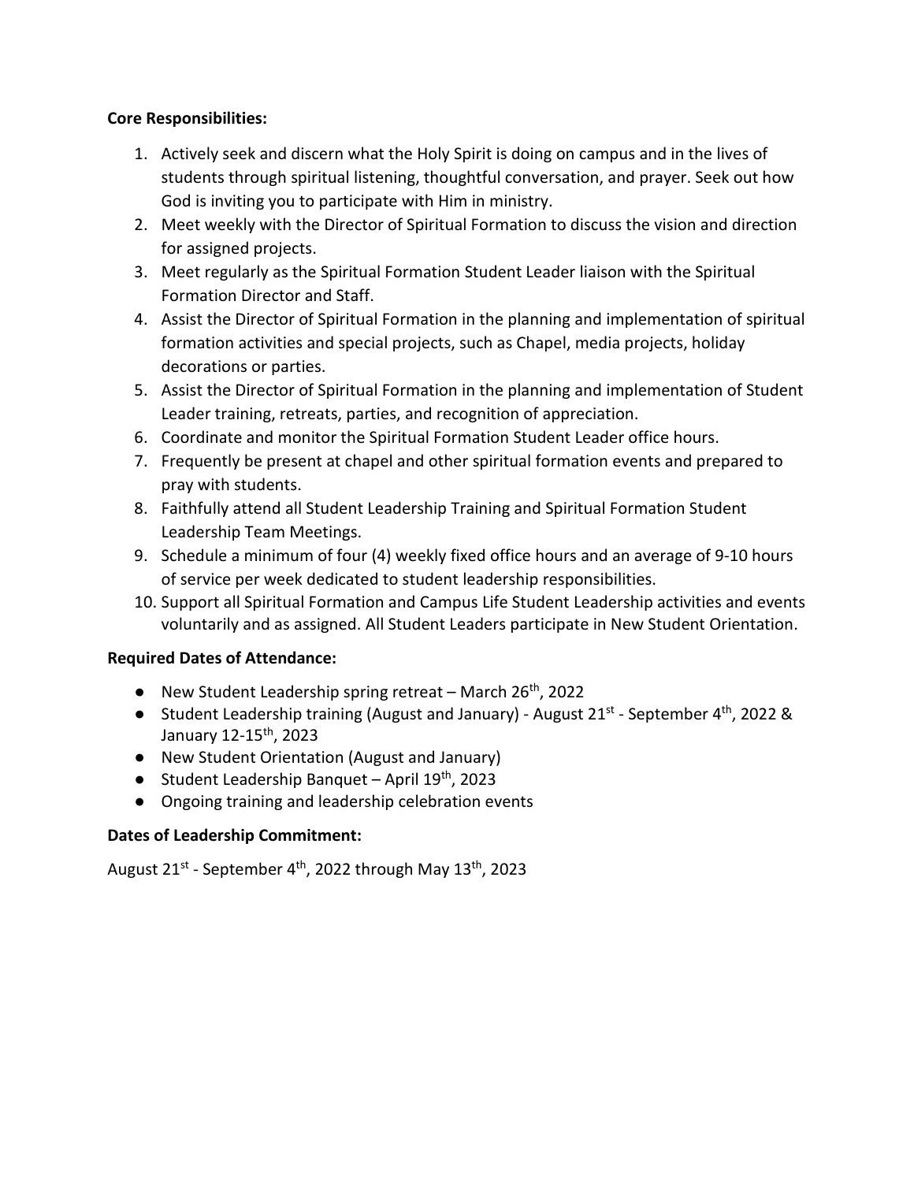**Core Responsibilities:**

1. Actively seek and discern what the Holy Spirit is doing on campus and in the lives of students through spiritual listening, thoughtful conversation, and prayer. Seek out how God is inviting you to participate with Him in ministry.
2. Meet weekly with the Director of Spiritual Formation to discuss the vision and direction for assigned projects.
3. Meet regularly as the Spiritual Formation Student Leader liaison with the Spiritual Formation Director and Staff.
4. Assist the Director of Spiritual Formation in the planning and implementation of spiritual formation activities and special projects, such as Chapel, media projects, holiday decorations or parties.
5. Assist the Director of Spiritual Formation in the planning and implementation of Student Leader training, retreats, parties, and recognition of appreciation.
6. Coordinate and monitor the Spiritual Formation Student Leader office hours.
7. Frequently be present at chapel and other spiritual formation events and prepared to pray with students.
8. Faithfully attend all Student Leadership Training and Spiritual Formation Student Leadership Team Meetings.
9. Schedule a minimum of four (4) weekly fixed office hours and an average of 9-10 hours of service per week dedicated to student leadership responsibilities.
10. Support all Spiritual Formation and Campus Life Student Leadership activities and events voluntarily and as assigned. All Student Leaders participate in New Student Orientation.

**Required Dates of Attendance:**

- New Student Leadership spring retreat – March 26th, 2022
- Student Leadership training (August and January) - August 21st - September 4th, 2022 & January 12-15th, 2023
- New Student Orientation (August and January)
- Student Leadership Banquet – April 19th, 2023
- Ongoing training and leadership celebration events

**Dates of Leadership Commitment:**

August 21st - September 4th, 2022 through May 13th, 2023